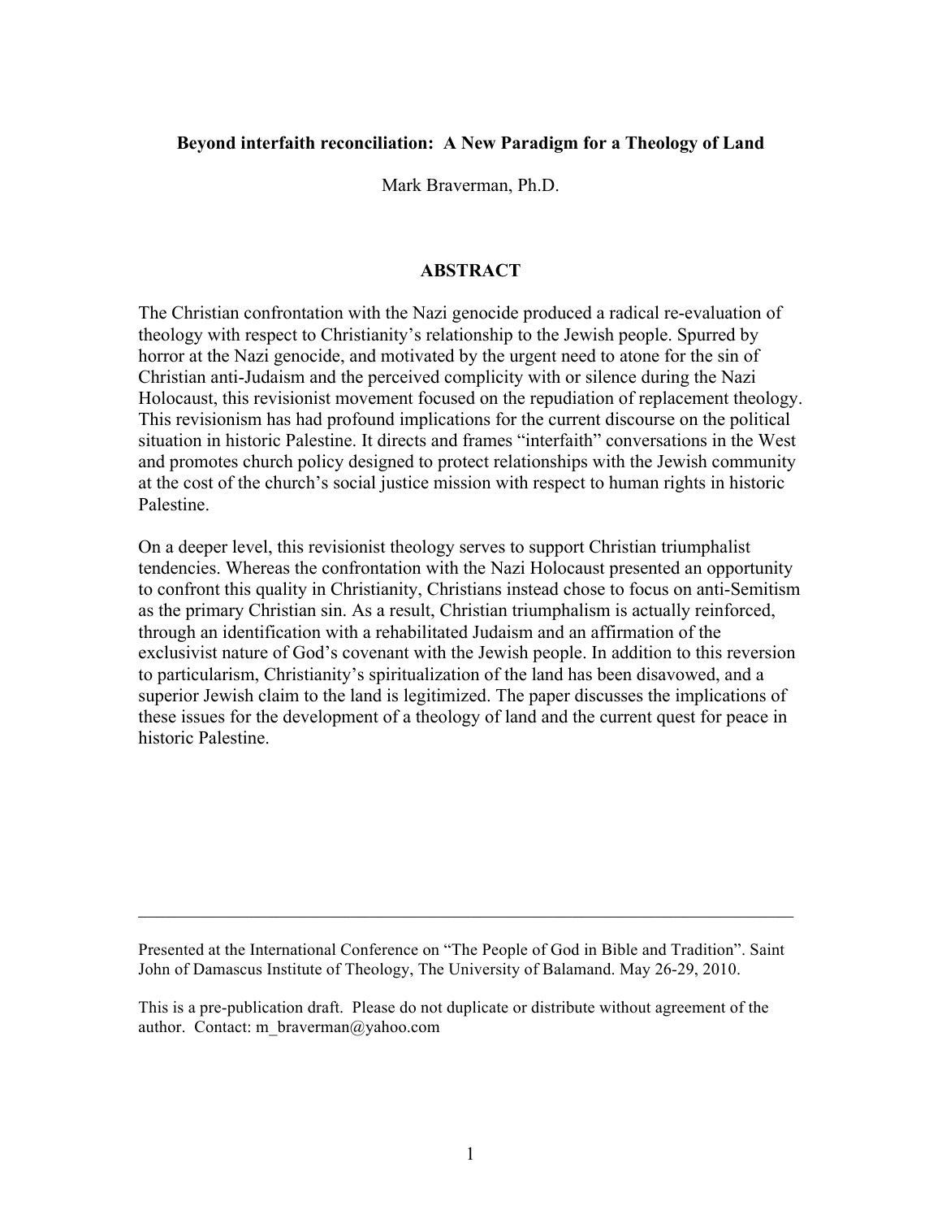**Beyond interfaith reconciliation: A New Paradigm for a Theology of Land**

Mark Braverman, Ph.D.

## ABSTRACT

The Christian confrontation with the Nazi genocide produced a radical re-evaluation of theology with respect to Christianity's relationship to the Jewish people. Spurred by horror at the Nazi genocide, and motivated by the urgent need to atone for the sin of Christian anti-Judaism and the perceived complicity with or silence during the Nazi Holocaust, this revisionist movement focused on the repudiation of replacement theology. This revisionism has had profound implications for the current discourse on the political situation in historic Palestine. It directs and frames "interfaith" conversations in the West and promotes church policy designed to protect relationships with the Jewish community at the cost of the church's social justice mission with respect to human rights in historic Palestine.

On a deeper level, this revisionist theology serves to support Christian triumphalist tendencies. Whereas the confrontation with the Nazi Holocaust presented an opportunity to confront this quality in Christianity, Christians instead chose to focus on anti-Semitism as the primary Christian sin. As a result, Christian triumphalism is actually reinforced, through an identification with a rehabilitated Judaism and an affirmation of the exclusivist nature of God's covenant with the Jewish people. In addition to this reversion to particularism, Christianity's spiritualization of the land has been disavowed, and a superior Jewish claim to the land is legitimized. The paper discusses the implications of these issues for the development of a theology of land and the current quest for peace in historic Palestine.

---

Presented at the International Conference on "The People of God in Bible and Tradition". Saint John of Damascus Institute of Theology, The University of Balamand. May 26-29, 2010.

This is a pre-publication draft. Please do not duplicate or distribute without agreement of the author. Contact: m_braverman@yahoo.com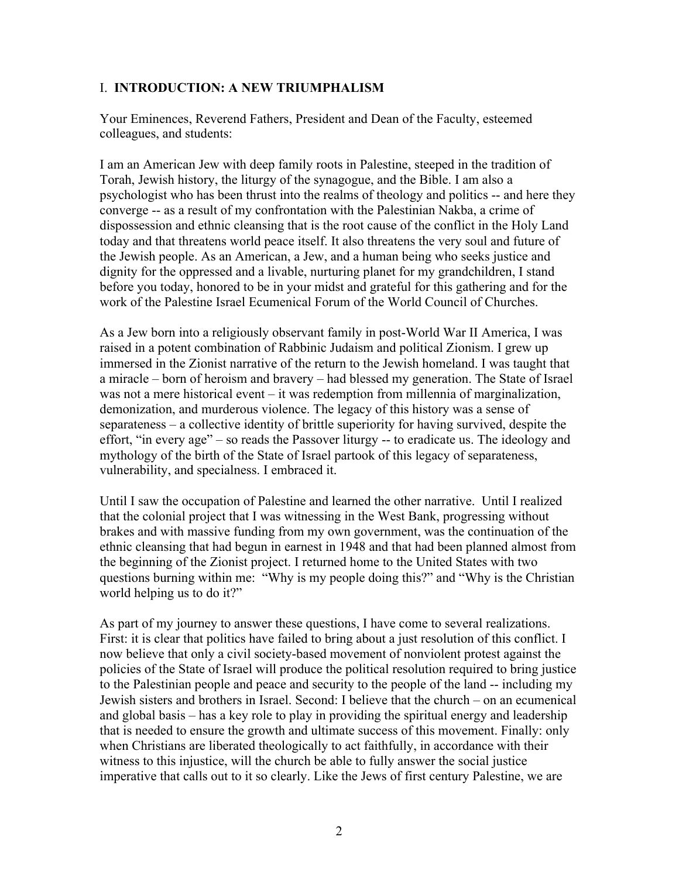## I. INTRODUCTION: A NEW TRIUMPHALISM

Your Eminences, Reverend Fathers, President and Dean of the Faculty, esteemed colleagues, and students:

I am an American Jew with deep family roots in Palestine, steeped in the tradition of Torah, Jewish history, the liturgy of the synagogue, and the Bible. I am also a psychologist who has been thrust into the realms of theology and politics -- and here they converge -- as a result of my confrontation with the Palestinian Nakba, a crime of dispossession and ethnic cleansing that is the root cause of the conflict in the Holy Land today and that threatens world peace itself. It also threatens the very soul and future of the Jewish people. As an American, a Jew, and a human being who seeks justice and dignity for the oppressed and a livable, nurturing planet for my grandchildren, I stand before you today, honored to be in your midst and grateful for this gathering and for the work of the Palestine Israel Ecumenical Forum of the World Council of Churches.

As a Jew born into a religiously observant family in post-World War II America, I was raised in a potent combination of Rabbinic Judaism and political Zionism. I grew up immersed in the Zionist narrative of the return to the Jewish homeland. I was taught that a miracle – born of heroism and bravery – had blessed my generation. The State of Israel was not a mere historical event – it was redemption from millennia of marginalization, demonization, and murderous violence. The legacy of this history was a sense of separateness – a collective identity of brittle superiority for having survived, despite the effort, "in every age" – so reads the Passover liturgy -- to eradicate us. The ideology and mythology of the birth of the State of Israel partook of this legacy of separateness, vulnerability, and specialness. I embraced it.

Until I saw the occupation of Palestine and learned the other narrative. Until I realized that the colonial project that I was witnessing in the West Bank, progressing without brakes and with massive funding from my own government, was the continuation of the ethnic cleansing that had begun in earnest in 1948 and that had been planned almost from the beginning of the Zionist project. I returned home to the United States with two questions burning within me: "Why is my people doing this?" and "Why is the Christian world helping us to do it?"

As part of my journey to answer these questions, I have come to several realizations. First: it is clear that politics have failed to bring about a just resolution of this conflict. I now believe that only a civil society-based movement of nonviolent protest against the policies of the State of Israel will produce the political resolution required to bring justice to the Palestinian people and peace and security to the people of the land -- including my Jewish sisters and brothers in Israel. Second: I believe that the church – on an ecumenical and global basis – has a key role to play in providing the spiritual energy and leadership that is needed to ensure the growth and ultimate success of this movement. Finally: only when Christians are liberated theologically to act faithfully, in accordance with their witness to this injustice, will the church be able to fully answer the social justice imperative that calls out to it so clearly. Like the Jews of first century Palestine, we are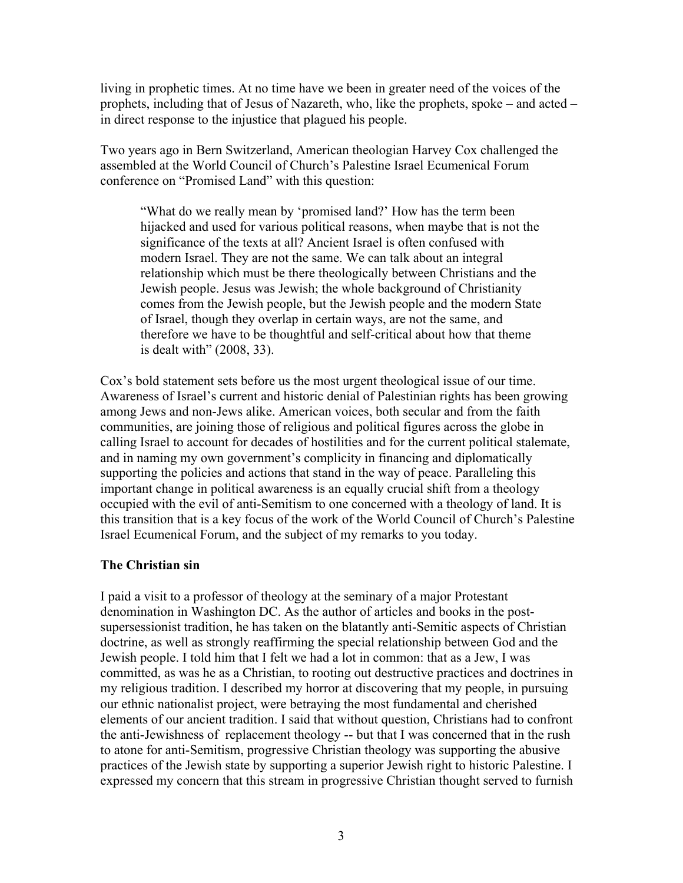living in prophetic times. At no time have we been in greater need of the voices of the prophets, including that of Jesus of Nazareth, who, like the prophets, spoke – and acted – in direct response to the injustice that plagued his people.

Two years ago in Bern Switzerland, American theologian Harvey Cox challenged the assembled at the World Council of Church's Palestine Israel Ecumenical Forum conference on "Promised Land" with this question:

> "What do we really mean by 'promised land?' How has the term been hijacked and used for various political reasons, when maybe that is not the significance of the texts at all? Ancient Israel is often confused with modern Israel. They are not the same. We can talk about an integral relationship which must be there theologically between Christians and the Jewish people. Jesus was Jewish; the whole background of Christianity comes from the Jewish people, but the Jewish people and the modern State of Israel, though they overlap in certain ways, are not the same, and therefore we have to be thoughtful and self-critical about how that theme is dealt with" (2008, 33).

Cox's bold statement sets before us the most urgent theological issue of our time. Awareness of Israel's current and historic denial of Palestinian rights has been growing among Jews and non-Jews alike. American voices, both secular and from the faith communities, are joining those of religious and political figures across the globe in calling Israel to account for decades of hostilities and for the current political stalemate, and in naming my own government's complicity in financing and diplomatically supporting the policies and actions that stand in the way of peace. Paralleling this important change in political awareness is an equally crucial shift from a theology occupied with the evil of anti-Semitism to one concerned with a theology of land. It is this transition that is a key focus of the work of the World Council of Church's Palestine Israel Ecumenical Forum, and the subject of my remarks to you today.

**The Christian sin**

I paid a visit to a professor of theology at the seminary of a major Protestant denomination in Washington DC. As the author of articles and books in the post-supersessionist tradition, he has taken on the blatantly anti-Semitic aspects of Christian doctrine, as well as strongly reaffirming the special relationship between God and the Jewish people. I told him that I felt we had a lot in common: that as a Jew, I was committed, as was he as a Christian, to rooting out destructive practices and doctrines in my religious tradition. I described my horror at discovering that my people, in pursuing our ethnic nationalist project, were betraying the most fundamental and cherished elements of our ancient tradition. I said that without question, Christians had to confront the anti-Jewishness of replacement theology -- but that I was concerned that in the rush to atone for anti-Semitism, progressive Christian theology was supporting the abusive practices of the Jewish state by supporting a superior Jewish right to historic Palestine. I expressed my concern that this stream in progressive Christian thought served to furnish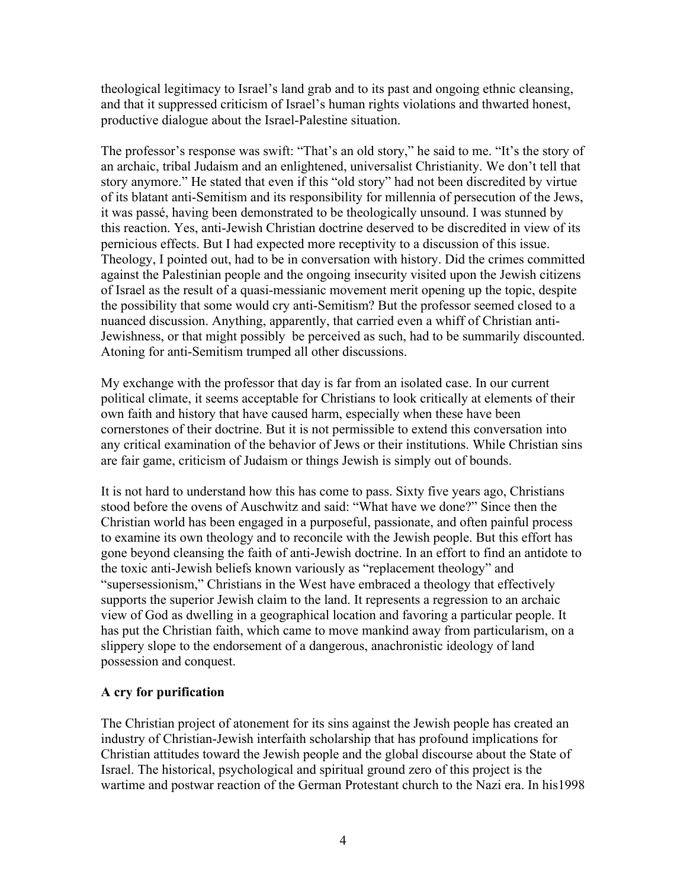theological legitimacy to Israel's land grab and to its past and ongoing ethnic cleansing, and that it suppressed criticism of Israel's human rights violations and thwarted honest, productive dialogue about the Israel-Palestine situation.

The professor's response was swift: "That's an old story," he said to me. "It's the story of an archaic, tribal Judaism and an enlightened, universalist Christianity. We don't tell that story anymore." He stated that even if this "old story" had not been discredited by virtue of its blatant anti-Semitism and its responsibility for millennia of persecution of the Jews, it was passé, having been demonstrated to be theologically unsound. I was stunned by this reaction. Yes, anti-Jewish Christian doctrine deserved to be discredited in view of its pernicious effects. But I had expected more receptivity to a discussion of this issue. Theology, I pointed out, had to be in conversation with history. Did the crimes committed against the Palestinian people and the ongoing insecurity visited upon the Jewish citizens of Israel as the result of a quasi-messianic movement merit opening up the topic, despite the possibility that some would cry anti-Semitism? But the professor seemed closed to a nuanced discussion. Anything, apparently, that carried even a whiff of Christian anti-Jewishness, or that might possibly be perceived as such, had to be summarily discounted. Atoning for anti-Semitism trumped all other discussions.

My exchange with the professor that day is far from an isolated case. In our current political climate, it seems acceptable for Christians to look critically at elements of their own faith and history that have caused harm, especially when these have been cornerstones of their doctrine. But it is not permissible to extend this conversation into any critical examination of the behavior of Jews or their institutions. While Christian sins are fair game, criticism of Judaism or things Jewish is simply out of bounds.

It is not hard to understand how this has come to pass. Sixty five years ago, Christians stood before the ovens of Auschwitz and said: "What have we done?" Since then the Christian world has been engaged in a purposeful, passionate, and often painful process to examine its own theology and to reconcile with the Jewish people. But this effort has gone beyond cleansing the faith of anti-Jewish doctrine. In an effort to find an antidote to the toxic anti-Jewish beliefs known variously as "replacement theology" and "supersessionism," Christians in the West have embraced a theology that effectively supports the superior Jewish claim to the land. It represents a regression to an archaic view of God as dwelling in a geographical location and favoring a particular people. It has put the Christian faith, which came to move mankind away from particularism, on a slippery slope to the endorsement of a dangerous, anachronistic ideology of land possession and conquest.

**A cry for purification**

The Christian project of atonement for its sins against the Jewish people has created an industry of Christian-Jewish interfaith scholarship that has profound implications for Christian attitudes toward the Jewish people and the global discourse about the State of Israel. The historical, psychological and spiritual ground zero of this project is the wartime and postwar reaction of the German Protestant church to the Nazi era. In his1998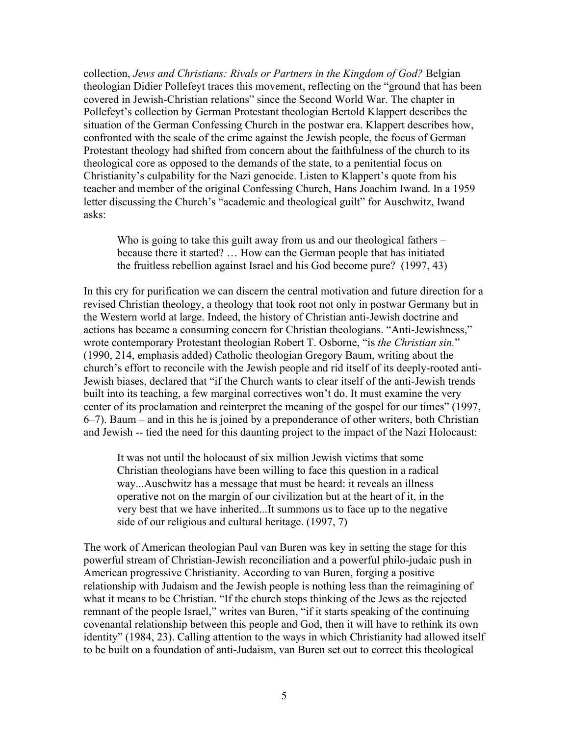collection, *Jews and Christians: Rivals or Partners in the Kingdom of God?* Belgian theologian Didier Pollefeyt traces this movement, reflecting on the "ground that has been covered in Jewish-Christian relations" since the Second World War. The chapter in Pollefeyt's collection by German Protestant theologian Bertold Klappert describes the situation of the German Confessing Church in the postwar era. Klappert describes how, confronted with the scale of the crime against the Jewish people, the focus of German Protestant theology had shifted from concern about the faithfulness of the church to its theological core as opposed to the demands of the state, to a penitential focus on Christianity's culpability for the Nazi genocide. Listen to Klappert's quote from his teacher and member of the original Confessing Church, Hans Joachim Iwand. In a 1959 letter discussing the Church's "academic and theological guilt" for Auschwitz, Iwand asks:

> Who is going to take this guilt away from us and our theological fathers – because there it started? … How can the German people that has initiated the fruitless rebellion against Israel and his God become pure? (1997, 43)

In this cry for purification we can discern the central motivation and future direction for a revised Christian theology, a theology that took root not only in postwar Germany but in the Western world at large. Indeed, the history of Christian anti-Jewish doctrine and actions has became a consuming concern for Christian theologians. "Anti-Jewishness," wrote contemporary Protestant theologian Robert T. Osborne, "is *the Christian sin.*" (1990, 214, emphasis added) Catholic theologian Gregory Baum, writing about the church's effort to reconcile with the Jewish people and rid itself of its deeply-rooted anti-Jewish biases, declared that "if the Church wants to clear itself of the anti-Jewish trends built into its teaching, a few marginal correctives won't do. It must examine the very center of its proclamation and reinterpret the meaning of the gospel for our times" (1997, 6–7). Baum – and in this he is joined by a preponderance of other writers, both Christian and Jewish -- tied the need for this daunting project to the impact of the Nazi Holocaust:

> It was not until the holocaust of six million Jewish victims that some Christian theologians have been willing to face this question in a radical way...Auschwitz has a message that must be heard: it reveals an illness operative not on the margin of our civilization but at the heart of it, in the very best that we have inherited...It summons us to face up to the negative side of our religious and cultural heritage. (1997, 7)

The work of American theologian Paul van Buren was key in setting the stage for this powerful stream of Christian-Jewish reconciliation and a powerful philo-judaic push in American progressive Christianity. According to van Buren, forging a positive relationship with Judaism and the Jewish people is nothing less than the reimagining of what it means to be Christian. "If the church stops thinking of the Jews as the rejected remnant of the people Israel," writes van Buren, "if it starts speaking of the continuing covenantal relationship between this people and God, then it will have to rethink its own identity" (1984, 23). Calling attention to the ways in which Christianity had allowed itself to be built on a foundation of anti-Judaism, van Buren set out to correct this theological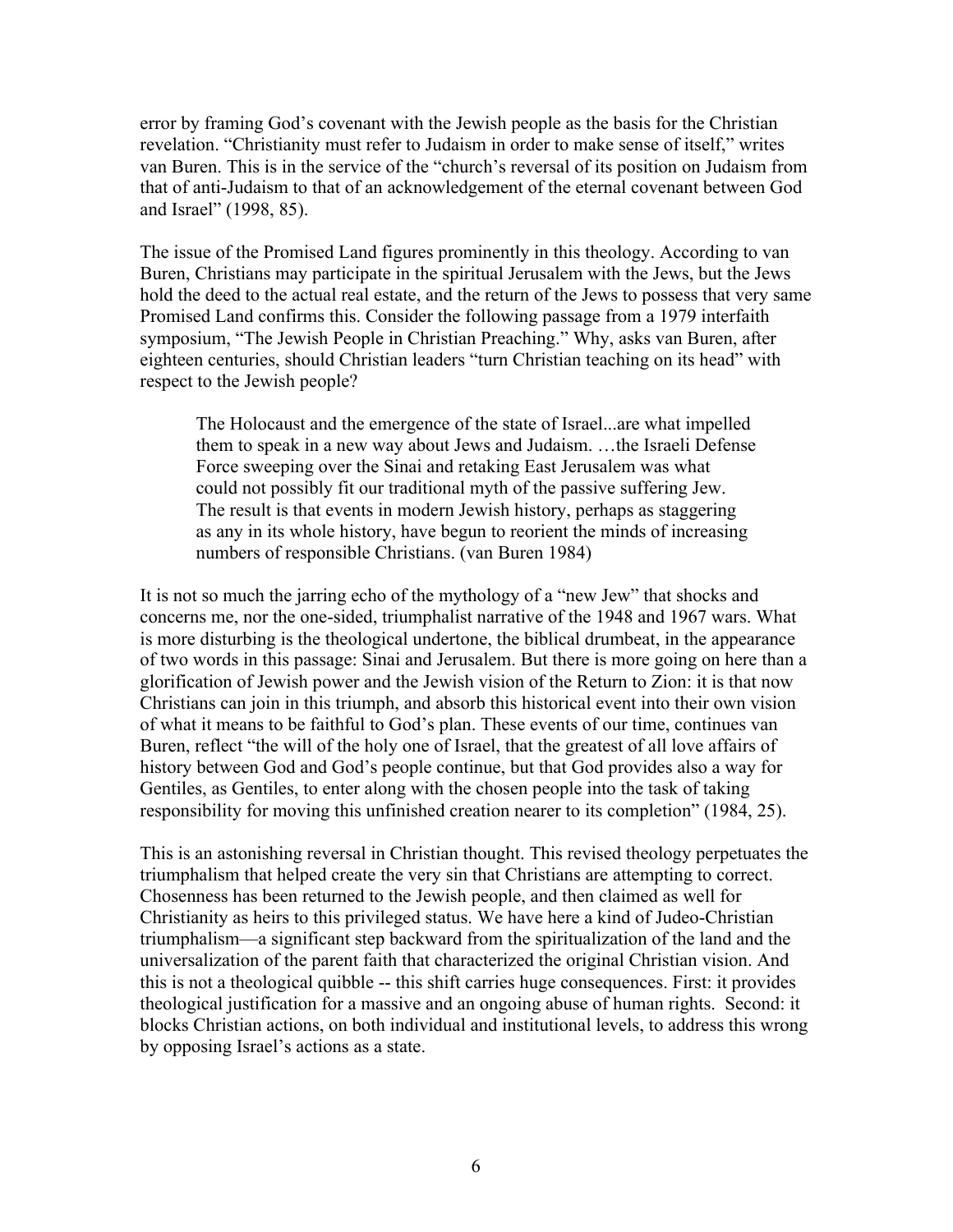error by framing God's covenant with the Jewish people as the basis for the Christian revelation. "Christianity must refer to Judaism in order to make sense of itself," writes van Buren. This is in the service of the "church's reversal of its position on Judaism from that of anti-Judaism to that of an acknowledgement of the eternal covenant between God and Israel" (1998, 85).

The issue of the Promised Land figures prominently in this theology. According to van Buren, Christians may participate in the spiritual Jerusalem with the Jews, but the Jews hold the deed to the actual real estate, and the return of the Jews to possess that very same Promised Land confirms this. Consider the following passage from a 1979 interfaith symposium, "The Jewish People in Christian Preaching." Why, asks van Buren, after eighteen centuries, should Christian leaders "turn Christian teaching on its head" with respect to the Jewish people?

> The Holocaust and the emergence of the state of Israel...are what impelled them to speak in a new way about Jews and Judaism. …the Israeli Defense Force sweeping over the Sinai and retaking East Jerusalem was what could not possibly fit our traditional myth of the passive suffering Jew. The result is that events in modern Jewish history, perhaps as staggering as any in its whole history, have begun to reorient the minds of increasing numbers of responsible Christians. (van Buren 1984)

It is not so much the jarring echo of the mythology of a "new Jew" that shocks and concerns me, nor the one-sided, triumphalist narrative of the 1948 and 1967 wars. What is more disturbing is the theological undertone, the biblical drumbeat, in the appearance of two words in this passage: Sinai and Jerusalem. But there is more going on here than a glorification of Jewish power and the Jewish vision of the Return to Zion: it is that now Christians can join in this triumph, and absorb this historical event into their own vision of what it means to be faithful to God's plan. These events of our time, continues van Buren, reflect "the will of the holy one of Israel, that the greatest of all love affairs of history between God and God's people continue, but that God provides also a way for Gentiles, as Gentiles, to enter along with the chosen people into the task of taking responsibility for moving this unfinished creation nearer to its completion" (1984, 25).

This is an astonishing reversal in Christian thought. This revised theology perpetuates the triumphalism that helped create the very sin that Christians are attempting to correct. Chosenness has been returned to the Jewish people, and then claimed as well for Christianity as heirs to this privileged status. We have here a kind of Judeo-Christian triumphalism—a significant step backward from the spiritualization of the land and the universalization of the parent faith that characterized the original Christian vision. And this is not a theological quibble -- this shift carries huge consequences. First: it provides theological justification for a massive and an ongoing abuse of human rights. Second: it blocks Christian actions, on both individual and institutional levels, to address this wrong by opposing Israel's actions as a state.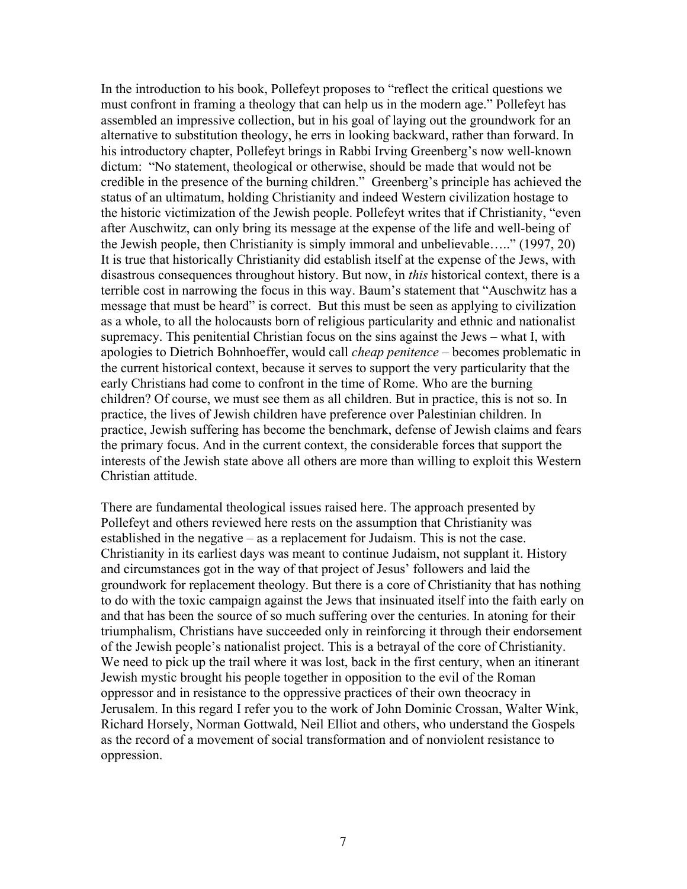In the introduction to his book, Pollefeyt proposes to "reflect the critical questions we must confront in framing a theology that can help us in the modern age." Pollefeyt has assembled an impressive collection, but in his goal of laying out the groundwork for an alternative to substitution theology, he errs in looking backward, rather than forward. In his introductory chapter, Pollefeyt brings in Rabbi Irving Greenberg's now well-known dictum: "No statement, theological or otherwise, should be made that would not be credible in the presence of the burning children." Greenberg's principle has achieved the status of an ultimatum, holding Christianity and indeed Western civilization hostage to the historic victimization of the Jewish people. Pollefeyt writes that if Christianity, "even after Auschwitz, can only bring its message at the expense of the life and well-being of the Jewish people, then Christianity is simply immoral and unbelievable….." (1997, 20) It is true that historically Christianity did establish itself at the expense of the Jews, with disastrous consequences throughout history. But now, in *this* historical context, there is a terrible cost in narrowing the focus in this way. Baum's statement that "Auschwitz has a message that must be heard" is correct. But this must be seen as applying to civilization as a whole, to all the holocausts born of religious particularity and ethnic and nationalist supremacy. This penitential Christian focus on the sins against the Jews – what I, with apologies to Dietrich Bohnhoeffer, would call *cheap penitence* – becomes problematic in the current historical context, because it serves to support the very particularity that the early Christians had come to confront in the time of Rome. Who are the burning children? Of course, we must see them as all children. But in practice, this is not so. In practice, the lives of Jewish children have preference over Palestinian children. In practice, Jewish suffering has become the benchmark, defense of Jewish claims and fears the primary focus. And in the current context, the considerable forces that support the interests of the Jewish state above all others are more than willing to exploit this Western Christian attitude.

There are fundamental theological issues raised here. The approach presented by Pollefeyt and others reviewed here rests on the assumption that Christianity was established in the negative – as a replacement for Judaism. This is not the case. Christianity in its earliest days was meant to continue Judaism, not supplant it. History and circumstances got in the way of that project of Jesus' followers and laid the groundwork for replacement theology. But there is a core of Christianity that has nothing to do with the toxic campaign against the Jews that insinuated itself into the faith early on and that has been the source of so much suffering over the centuries. In atoning for their triumphalism, Christians have succeeded only in reinforcing it through their endorsement of the Jewish people's nationalist project. This is a betrayal of the core of Christianity. We need to pick up the trail where it was lost, back in the first century, when an itinerant Jewish mystic brought his people together in opposition to the evil of the Roman oppressor and in resistance to the oppressive practices of their own theocracy in Jerusalem. In this regard I refer you to the work of John Dominic Crossan, Walter Wink, Richard Horsely, Norman Gottwald, Neil Elliot and others, who understand the Gospels as the record of a movement of social transformation and of nonviolent resistance to oppression.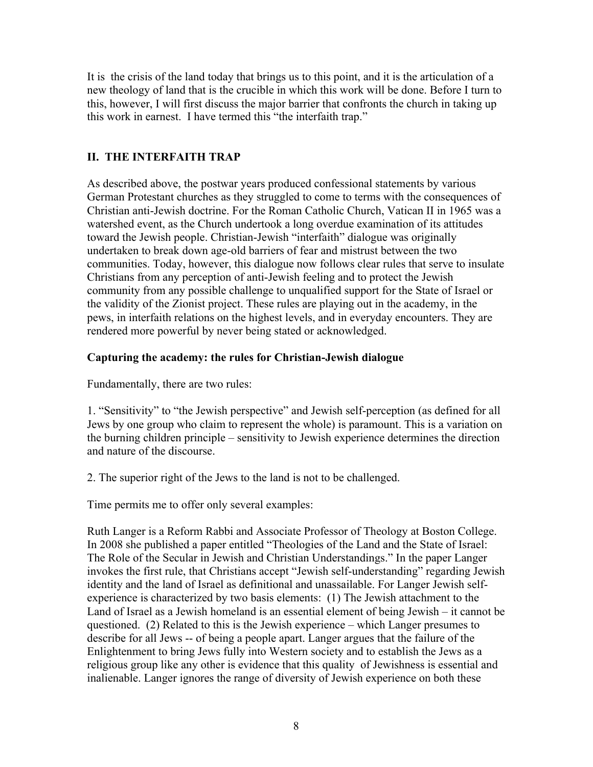It is the crisis of the land today that brings us to this point, and it is the articulation of a new theology of land that is the crucible in which this work will be done. Before I turn to this, however, I will first discuss the major barrier that confronts the church in taking up this work in earnest. I have termed this "the interfaith trap."

## II. THE INTERFAITH TRAP

As described above, the postwar years produced confessional statements by various German Protestant churches as they struggled to come to terms with the consequences of Christian anti-Jewish doctrine. For the Roman Catholic Church, Vatican II in 1965 was a watershed event, as the Church undertook a long overdue examination of its attitudes toward the Jewish people. Christian-Jewish "interfaith" dialogue was originally undertaken to break down age-old barriers of fear and mistrust between the two communities. Today, however, this dialogue now follows clear rules that serve to insulate Christians from any perception of anti-Jewish feeling and to protect the Jewish community from any possible challenge to unqualified support for the State of Israel or the validity of the Zionist project. These rules are playing out in the academy, in the pews, in interfaith relations on the highest levels, and in everyday encounters. They are rendered more powerful by never being stated or acknowledged.

### Capturing the academy: the rules for Christian-Jewish dialogue

Fundamentally, there are two rules:

1. "Sensitivity" to "the Jewish perspective" and Jewish self-perception (as defined for all Jews by one group who claim to represent the whole) is paramount. This is a variation on the burning children principle – sensitivity to Jewish experience determines the direction and nature of the discourse.

2. The superior right of the Jews to the land is not to be challenged.

Time permits me to offer only several examples:

Ruth Langer is a Reform Rabbi and Associate Professor of Theology at Boston College. In 2008 she published a paper entitled "Theologies of the Land and the State of Israel: The Role of the Secular in Jewish and Christian Understandings." In the paper Langer invokes the first rule, that Christians accept "Jewish self-understanding" regarding Jewish identity and the land of Israel as definitional and unassailable. For Langer Jewish self-experience is characterized by two basis elements: (1) The Jewish attachment to the Land of Israel as a Jewish homeland is an essential element of being Jewish – it cannot be questioned. (2) Related to this is the Jewish experience – which Langer presumes to describe for all Jews -- of being a people apart. Langer argues that the failure of the Enlightenment to bring Jews fully into Western society and to establish the Jews as a religious group like any other is evidence that this quality of Jewishness is essential and inalienable. Langer ignores the range of diversity of Jewish experience on both these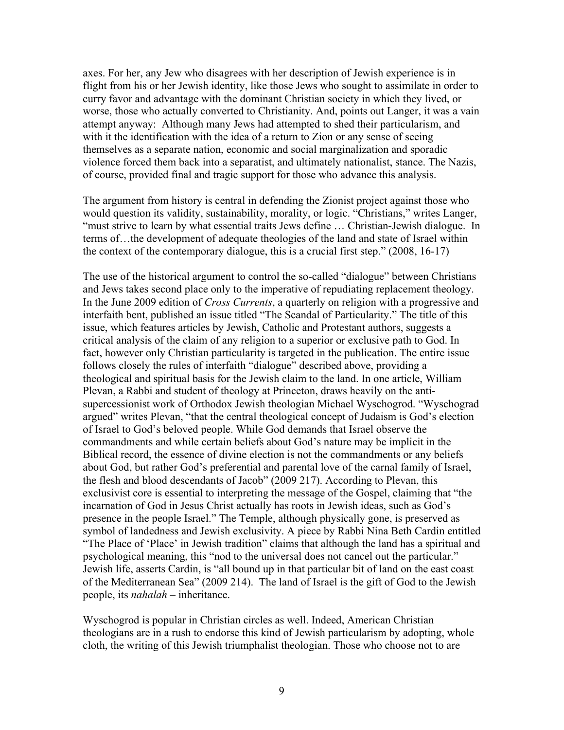axes. For her, any Jew who disagrees with her description of Jewish experience is in flight from his or her Jewish identity, like those Jews who sought to assimilate in order to curry favor and advantage with the dominant Christian society in which they lived, or worse, those who actually converted to Christianity. And, points out Langer, it was a vain attempt anyway: Although many Jews had attempted to shed their particularism, and with it the identification with the idea of a return to Zion or any sense of seeing themselves as a separate nation, economic and social marginalization and sporadic violence forced them back into a separatist, and ultimately nationalist, stance. The Nazis, of course, provided final and tragic support for those who advance this analysis.

The argument from history is central in defending the Zionist project against those who would question its validity, sustainability, morality, or logic. "Christians," writes Langer, "must strive to learn by what essential traits Jews define … Christian-Jewish dialogue. In terms of…the development of adequate theologies of the land and state of Israel within the context of the contemporary dialogue, this is a crucial first step." (2008, 16-17)

The use of the historical argument to control the so-called "dialogue" between Christians and Jews takes second place only to the imperative of repudiating replacement theology. In the June 2009 edition of *Cross Currents*, a quarterly on religion with a progressive and interfaith bent, published an issue titled "The Scandal of Particularity." The title of this issue, which features articles by Jewish, Catholic and Protestant authors, suggests a critical analysis of the claim of any religion to a superior or exclusive path to God. In fact, however only Christian particularity is targeted in the publication. The entire issue follows closely the rules of interfaith "dialogue" described above, providing a theological and spiritual basis for the Jewish claim to the land. In one article, William Plevan, a Rabbi and student of theology at Princeton, draws heavily on the anti-supercessionist work of Orthodox Jewish theologian Michael Wyschogrod. "Wyschograd argued" writes Plevan, "that the central theological concept of Judaism is God's election of Israel to God's beloved people. While God demands that Israel observe the commandments and while certain beliefs about God's nature may be implicit in the Biblical record, the essence of divine election is not the commandments or any beliefs about God, but rather God's preferential and parental love of the carnal family of Israel, the flesh and blood descendants of Jacob" (2009 217). According to Plevan, this exclusivist core is essential to interpreting the message of the Gospel, claiming that "the incarnation of God in Jesus Christ actually has roots in Jewish ideas, such as God's presence in the people Israel." The Temple, although physically gone, is preserved as symbol of landedness and Jewish exclusivity. A piece by Rabbi Nina Beth Cardin entitled "The Place of 'Place' in Jewish tradition" claims that although the land has a spiritual and psychological meaning, this "nod to the universal does not cancel out the particular." Jewish life, asserts Cardin, is "all bound up in that particular bit of land on the east coast of the Mediterranean Sea" (2009 214). The land of Israel is the gift of God to the Jewish people, its *nahalah* – inheritance.

Wyschogrod is popular in Christian circles as well. Indeed, American Christian theologians are in a rush to endorse this kind of Jewish particularism by adopting, whole cloth, the writing of this Jewish triumphalist theologian. Those who choose not to are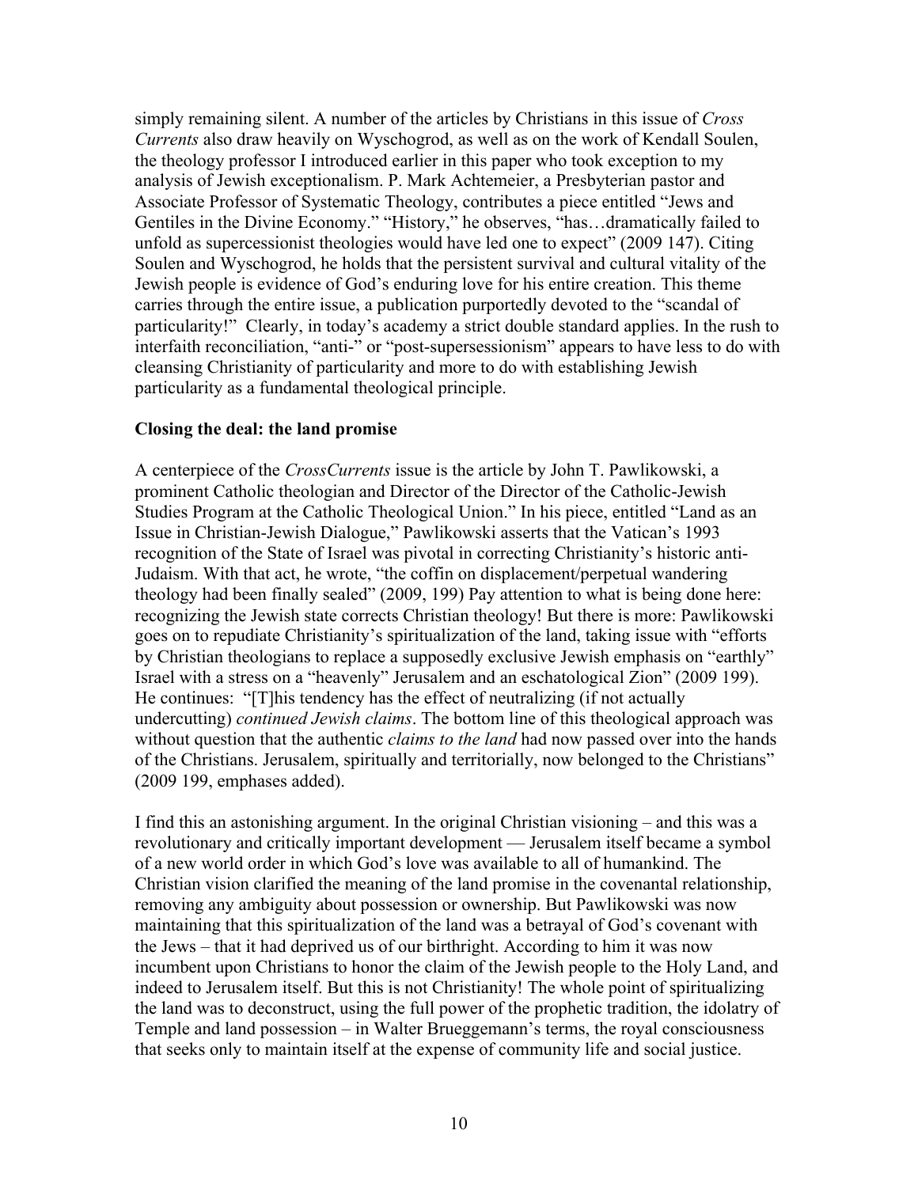simply remaining silent. A number of the articles by Christians in this issue of *Cross Currents* also draw heavily on Wyschogrod, as well as on the work of Kendall Soulen, the theology professor I introduced earlier in this paper who took exception to my analysis of Jewish exceptionalism. P. Mark Achtemeier, a Presbyterian pastor and Associate Professor of Systematic Theology, contributes a piece entitled "Jews and Gentiles in the Divine Economy." "History," he observes, "has…dramatically failed to unfold as supercessionist theologies would have led one to expect" (2009 147). Citing Soulen and Wyschogrod, he holds that the persistent survival and cultural vitality of the Jewish people is evidence of God's enduring love for his entire creation. This theme carries through the entire issue, a publication purportedly devoted to the "scandal of particularity!" Clearly, in today's academy a strict double standard applies. In the rush to interfaith reconciliation, "anti-" or "post-supersessionism" appears to have less to do with cleansing Christianity of particularity and more to do with establishing Jewish particularity as a fundamental theological principle.

**Closing the deal: the land promise**

A centerpiece of the *CrossCurrents* issue is the article by John T. Pawlikowski, a prominent Catholic theologian and Director of the Director of the Catholic-Jewish Studies Program at the Catholic Theological Union." In his piece, entitled "Land as an Issue in Christian-Jewish Dialogue," Pawlikowski asserts that the Vatican's 1993 recognition of the State of Israel was pivotal in correcting Christianity's historic anti-Judaism. With that act, he wrote, "the coffin on displacement/perpetual wandering theology had been finally sealed" (2009, 199) Pay attention to what is being done here: recognizing the Jewish state corrects Christian theology! But there is more: Pawlikowski goes on to repudiate Christianity's spiritualization of the land, taking issue with "efforts by Christian theologians to replace a supposedly exclusive Jewish emphasis on "earthly" Israel with a stress on a "heavenly" Jerusalem and an eschatological Zion" (2009 199). He continues: "[T]his tendency has the effect of neutralizing (if not actually undercutting) *continued Jewish claims*. The bottom line of this theological approach was without question that the authentic *claims to the land* had now passed over into the hands of the Christians. Jerusalem, spiritually and territorially, now belonged to the Christians" (2009 199, emphases added).

I find this an astonishing argument. In the original Christian visioning – and this was a revolutionary and critically important development — Jerusalem itself became a symbol of a new world order in which God's love was available to all of humankind. The Christian vision clarified the meaning of the land promise in the covenantal relationship, removing any ambiguity about possession or ownership. But Pawlikowski was now maintaining that this spiritualization of the land was a betrayal of God's covenant with the Jews – that it had deprived us of our birthright. According to him it was now incumbent upon Christians to honor the claim of the Jewish people to the Holy Land, and indeed to Jerusalem itself. But this is not Christianity! The whole point of spiritualizing the land was to deconstruct, using the full power of the prophetic tradition, the idolatry of Temple and land possession – in Walter Brueggemann's terms, the royal consciousness that seeks only to maintain itself at the expense of community life and social justice.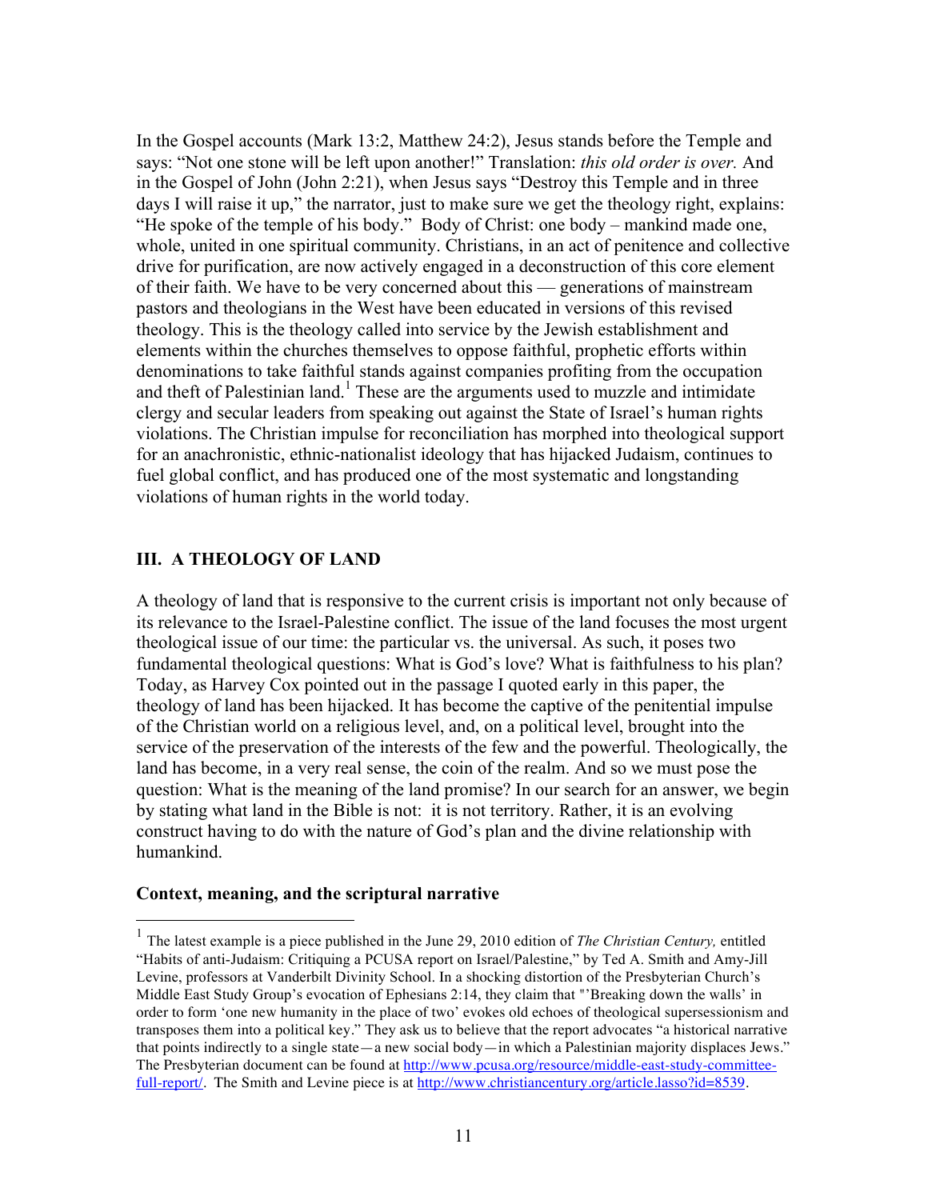In the Gospel accounts (Mark 13:2, Matthew 24:2), Jesus stands before the Temple and says: "Not one stone will be left upon another!" Translation: *this old order is over.* And in the Gospel of John (John 2:21), when Jesus says "Destroy this Temple and in three days I will raise it up," the narrator, just to make sure we get the theology right, explains: "He spoke of the temple of his body." Body of Christ: one body – mankind made one, whole, united in one spiritual community. Christians, in an act of penitence and collective drive for purification, are now actively engaged in a deconstruction of this core element of their faith. We have to be very concerned about this — generations of mainstream pastors and theologians in the West have been educated in versions of this revised theology. This is the theology called into service by the Jewish establishment and elements within the churches themselves to oppose faithful, prophetic efforts within denominations to take faithful stands against companies profiting from the occupation and theft of Palestinian land.[1] These are the arguments used to muzzle and intimidate clergy and secular leaders from speaking out against the State of Israel's human rights violations. The Christian impulse for reconciliation has morphed into theological support for an anachronistic, ethnic-nationalist ideology that has hijacked Judaism, continues to fuel global conflict, and has produced one of the most systematic and longstanding violations of human rights in the world today.

## III. A THEOLOGY OF LAND

A theology of land that is responsive to the current crisis is important not only because of its relevance to the Israel-Palestine conflict. The issue of the land focuses the most urgent theological issue of our time: the particular vs. the universal. As such, it poses two fundamental theological questions: What is God's love? What is faithfulness to his plan? Today, as Harvey Cox pointed out in the passage I quoted early in this paper, the theology of land has been hijacked. It has become the captive of the penitential impulse of the Christian world on a religious level, and, on a political level, brought into the service of the preservation of the interests of the few and the powerful. Theologically, the land has become, in a very real sense, the coin of the realm. And so we must pose the question: What is the meaning of the land promise? In our search for an answer, we begin by stating what land in the Bible is not: it is not territory. Rather, it is an evolving construct having to do with the nature of God's plan and the divine relationship with humankind.

### Context, meaning, and the scriptural narrative

[1] The latest example is a piece published in the June 29, 2010 edition of *The Christian Century,* entitled "Habits of anti-Judaism: Critiquing a PCUSA report on Israel/Palestine," by Ted A. Smith and Amy-Jill Levine, professors at Vanderbilt Divinity School. In a shocking distortion of the Presbyterian Church's Middle East Study Group's evocation of Ephesians 2:14, they claim that "'Breaking down the walls' in order to form 'one new humanity in the place of two' evokes old echoes of theological supersessionism and transposes them into a political key." They ask us to believe that the report advocates "a historical narrative that points indirectly to a single state—a new social body—in which a Palestinian majority displaces Jews." The Presbyterian document can be found at http://www.pcusa.org/resource/middle-east-study-committee-full-report/. The Smith and Levine piece is at http://www.christiancentury.org/article.lasso?id=8539.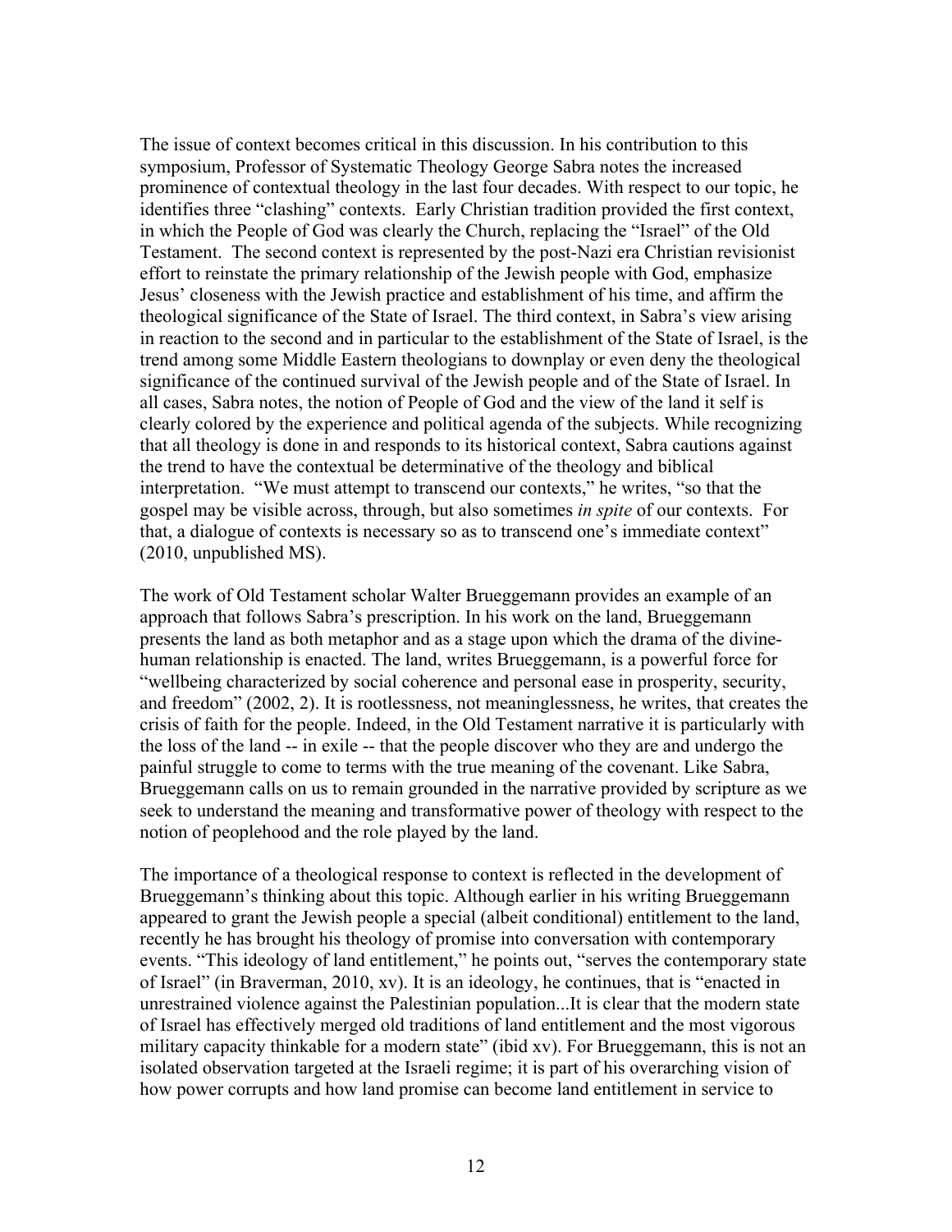The issue of context becomes critical in this discussion. In his contribution to this symposium, Professor of Systematic Theology George Sabra notes the increased prominence of contextual theology in the last four decades. With respect to our topic, he identifies three "clashing" contexts. Early Christian tradition provided the first context, in which the People of God was clearly the Church, replacing the "Israel" of the Old Testament. The second context is represented by the post-Nazi era Christian revisionist effort to reinstate the primary relationship of the Jewish people with God, emphasize Jesus' closeness with the Jewish practice and establishment of his time, and affirm the theological significance of the State of Israel. The third context, in Sabra's view arising in reaction to the second and in particular to the establishment of the State of Israel, is the trend among some Middle Eastern theologians to downplay or even deny the theological significance of the continued survival of the Jewish people and of the State of Israel. In all cases, Sabra notes, the notion of People of God and the view of the land it self is clearly colored by the experience and political agenda of the subjects. While recognizing that all theology is done in and responds to its historical context, Sabra cautions against the trend to have the contextual be determinative of the theology and biblical interpretation. "We must attempt to transcend our contexts," he writes, "so that the gospel may be visible across, through, but also sometimes *in spite* of our contexts. For that, a dialogue of contexts is necessary so as to transcend one's immediate context" (2010, unpublished MS).

The work of Old Testament scholar Walter Brueggemann provides an example of an approach that follows Sabra's prescription. In his work on the land, Brueggemann presents the land as both metaphor and as a stage upon which the drama of the divine-human relationship is enacted. The land, writes Brueggemann, is a powerful force for "wellbeing characterized by social coherence and personal ease in prosperity, security, and freedom" (2002, 2). It is rootlessness, not meaninglessness, he writes, that creates the crisis of faith for the people. Indeed, in the Old Testament narrative it is particularly with the loss of the land -- in exile -- that the people discover who they are and undergo the painful struggle to come to terms with the true meaning of the covenant. Like Sabra, Brueggemann calls on us to remain grounded in the narrative provided by scripture as we seek to understand the meaning and transformative power of theology with respect to the notion of peoplehood and the role played by the land.

The importance of a theological response to context is reflected in the development of Brueggemann's thinking about this topic. Although earlier in his writing Brueggemann appeared to grant the Jewish people a special (albeit conditional) entitlement to the land, recently he has brought his theology of promise into conversation with contemporary events. "This ideology of land entitlement," he points out, "serves the contemporary state of Israel" (in Braverman, 2010, xv). It is an ideology, he continues, that is "enacted in unrestrained violence against the Palestinian population...It is clear that the modern state of Israel has effectively merged old traditions of land entitlement and the most vigorous military capacity thinkable for a modern state" (ibid xv). For Brueggemann, this is not an isolated observation targeted at the Israeli regime; it is part of his overarching vision of how power corrupts and how land promise can become land entitlement in service to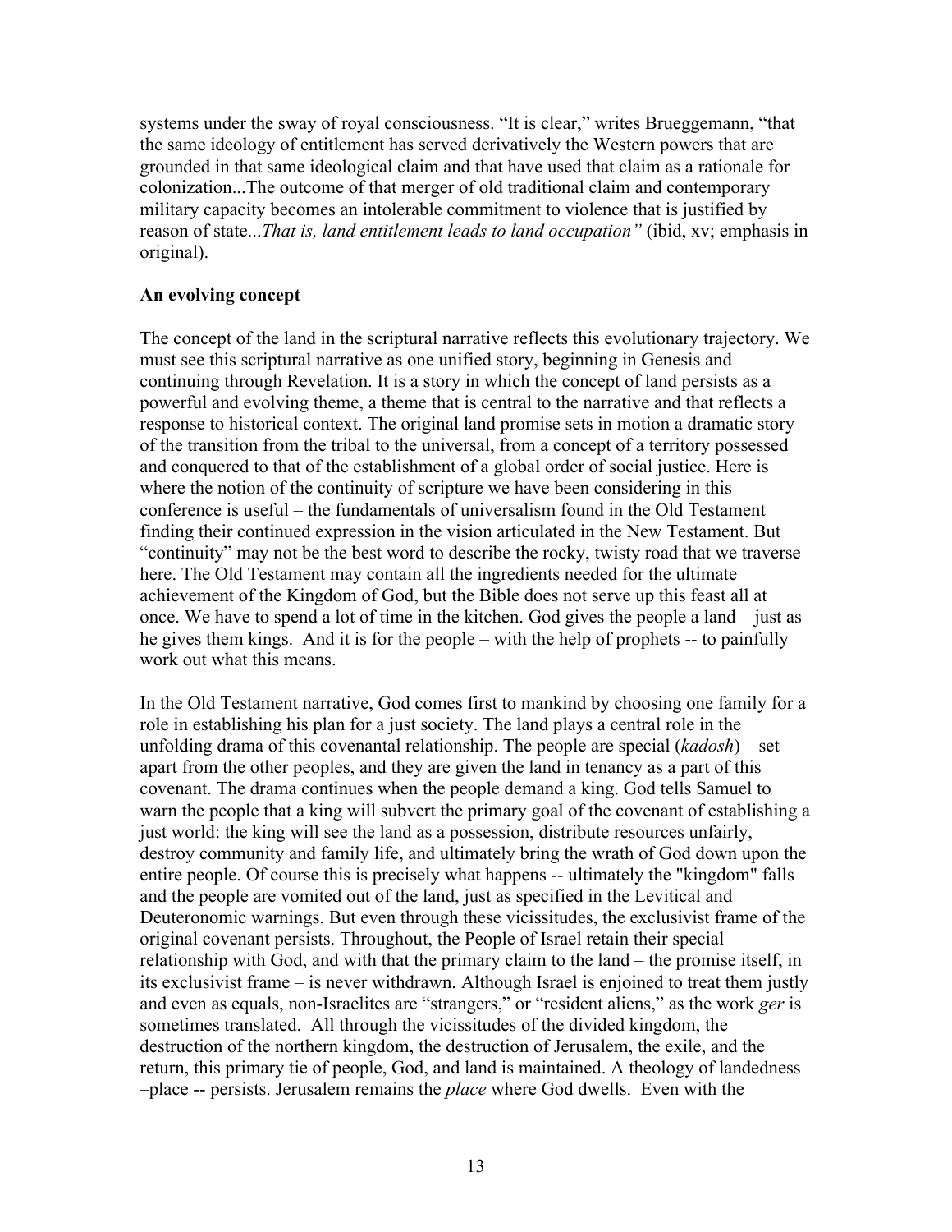systems under the sway of royal consciousness. "It is clear," writes Brueggemann, "that the same ideology of entitlement has served derivatively the Western powers that are grounded in that same ideological claim and that have used that claim as a rationale for colonization...The outcome of that merger of old traditional claim and contemporary military capacity becomes an intolerable commitment to violence that is justified by reason of state...*That is, land entitlement leads to land occupation"* (ibid, xv; emphasis in original).

**An evolving concept**

The concept of the land in the scriptural narrative reflects this evolutionary trajectory. We must see this scriptural narrative as one unified story, beginning in Genesis and continuing through Revelation. It is a story in which the concept of land persists as a powerful and evolving theme, a theme that is central to the narrative and that reflects a response to historical context. The original land promise sets in motion a dramatic story of the transition from the tribal to the universal, from a concept of a territory possessed and conquered to that of the establishment of a global order of social justice. Here is where the notion of the continuity of scripture we have been considering in this conference is useful – the fundamentals of universalism found in the Old Testament finding their continued expression in the vision articulated in the New Testament. But "continuity" may not be the best word to describe the rocky, twisty road that we traverse here. The Old Testament may contain all the ingredients needed for the ultimate achievement of the Kingdom of God, but the Bible does not serve up this feast all at once. We have to spend a lot of time in the kitchen. God gives the people a land – just as he gives them kings. And it is for the people – with the help of prophets -- to painfully work out what this means.

In the Old Testament narrative, God comes first to mankind by choosing one family for a role in establishing his plan for a just society. The land plays a central role in the unfolding drama of this covenantal relationship. The people are special (*kadosh*) – set apart from the other peoples, and they are given the land in tenancy as a part of this covenant. The drama continues when the people demand a king. God tells Samuel to warn the people that a king will subvert the primary goal of the covenant of establishing a just world: the king will see the land as a possession, distribute resources unfairly, destroy community and family life, and ultimately bring the wrath of God down upon the entire people. Of course this is precisely what happens -- ultimately the "kingdom" falls and the people are vomited out of the land, just as specified in the Levitical and Deuteronomic warnings. But even through these vicissitudes, the exclusivist frame of the original covenant persists. Throughout, the People of Israel retain their special relationship with God, and with that the primary claim to the land – the promise itself, in its exclusivist frame – is never withdrawn. Although Israel is enjoined to treat them justly and even as equals, non-Israelites are "strangers," or "resident aliens," as the work *ger* is sometimes translated. All through the vicissitudes of the divided kingdom, the destruction of the northern kingdom, the destruction of Jerusalem, the exile, and the return, this primary tie of people, God, and land is maintained. A theology of landedness –place -- persists. Jerusalem remains the *place* where God dwells. Even with the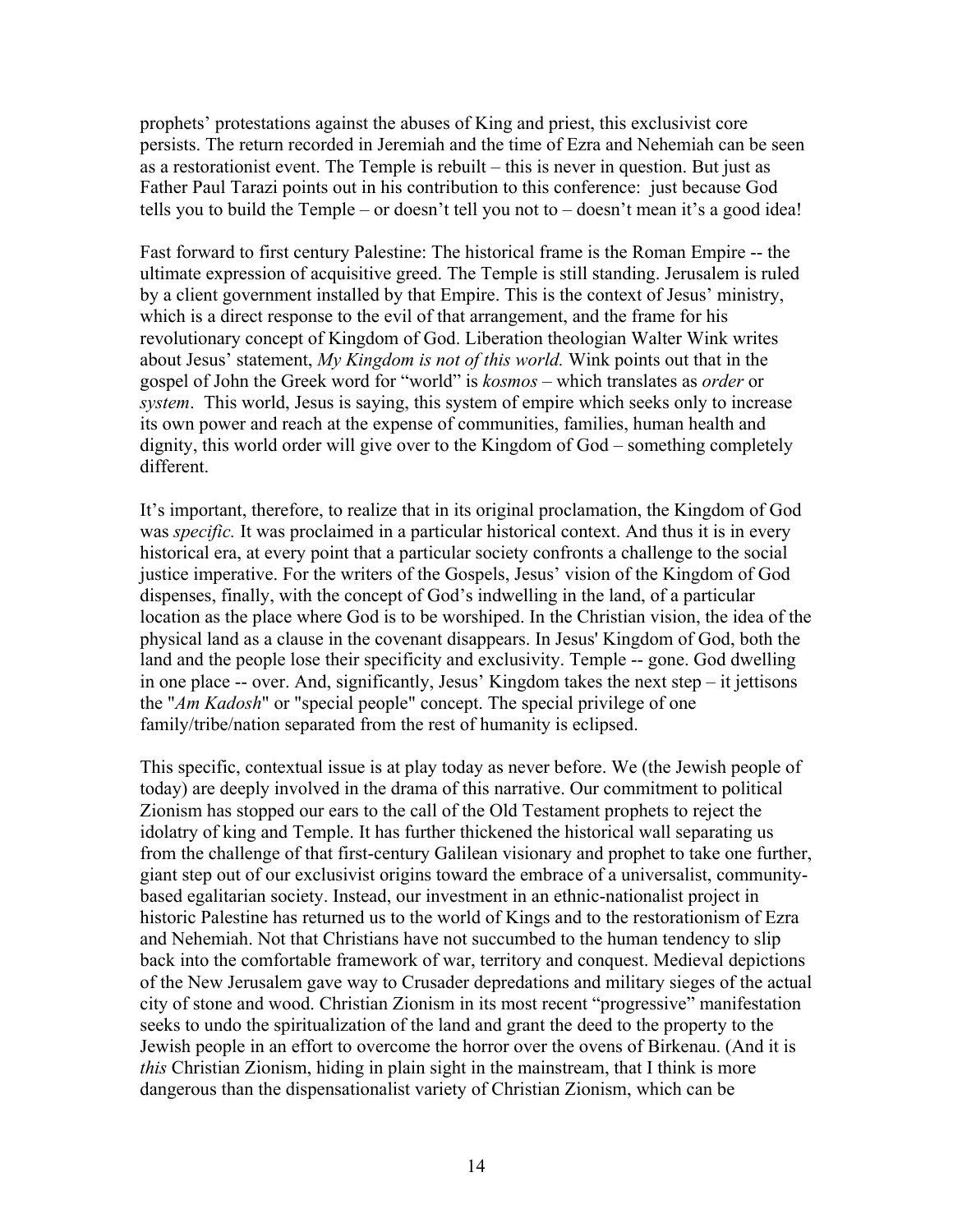prophets' protestations against the abuses of King and priest, this exclusivist core persists. The return recorded in Jeremiah and the time of Ezra and Nehemiah can be seen as a restorationist event. The Temple is rebuilt – this is never in question. But just as Father Paul Tarazi points out in his contribution to this conference: just because God tells you to build the Temple – or doesn't tell you not to – doesn't mean it's a good idea!

Fast forward to first century Palestine: The historical frame is the Roman Empire -- the ultimate expression of acquisitive greed. The Temple is still standing. Jerusalem is ruled by a client government installed by that Empire. This is the context of Jesus' ministry, which is a direct response to the evil of that arrangement, and the frame for his revolutionary concept of Kingdom of God. Liberation theologian Walter Wink writes about Jesus' statement, *My Kingdom is not of this world.* Wink points out that in the gospel of John the Greek word for "world" is *kosmos* – which translates as *order* or *system*. This world, Jesus is saying, this system of empire which seeks only to increase its own power and reach at the expense of communities, families, human health and dignity, this world order will give over to the Kingdom of God – something completely different.

It's important, therefore, to realize that in its original proclamation, the Kingdom of God was *specific.* It was proclaimed in a particular historical context. And thus it is in every historical era, at every point that a particular society confronts a challenge to the social justice imperative. For the writers of the Gospels, Jesus' vision of the Kingdom of God dispenses, finally, with the concept of God's indwelling in the land, of a particular location as the place where God is to be worshiped. In the Christian vision, the idea of the physical land as a clause in the covenant disappears. In Jesus' Kingdom of God, both the land and the people lose their specificity and exclusivity. Temple -- gone. God dwelling in one place -- over. And, significantly, Jesus' Kingdom takes the next step – it jettisons the "*Am Kadosh*" or "special people" concept. The special privilege of one family/tribe/nation separated from the rest of humanity is eclipsed.

This specific, contextual issue is at play today as never before. We (the Jewish people of today) are deeply involved in the drama of this narrative. Our commitment to political Zionism has stopped our ears to the call of the Old Testament prophets to reject the idolatry of king and Temple. It has further thickened the historical wall separating us from the challenge of that first-century Galilean visionary and prophet to take one further, giant step out of our exclusivist origins toward the embrace of a universalist, community-based egalitarian society. Instead, our investment in an ethnic-nationalist project in historic Palestine has returned us to the world of Kings and to the restorationism of Ezra and Nehemiah. Not that Christians have not succumbed to the human tendency to slip back into the comfortable framework of war, territory and conquest. Medieval depictions of the New Jerusalem gave way to Crusader depredations and military sieges of the actual city of stone and wood. Christian Zionism in its most recent "progressive" manifestation seeks to undo the spiritualization of the land and grant the deed to the property to the Jewish people in an effort to overcome the horror over the ovens of Birkenau. (And it is *this* Christian Zionism, hiding in plain sight in the mainstream, that I think is more dangerous than the dispensationalist variety of Christian Zionism, which can be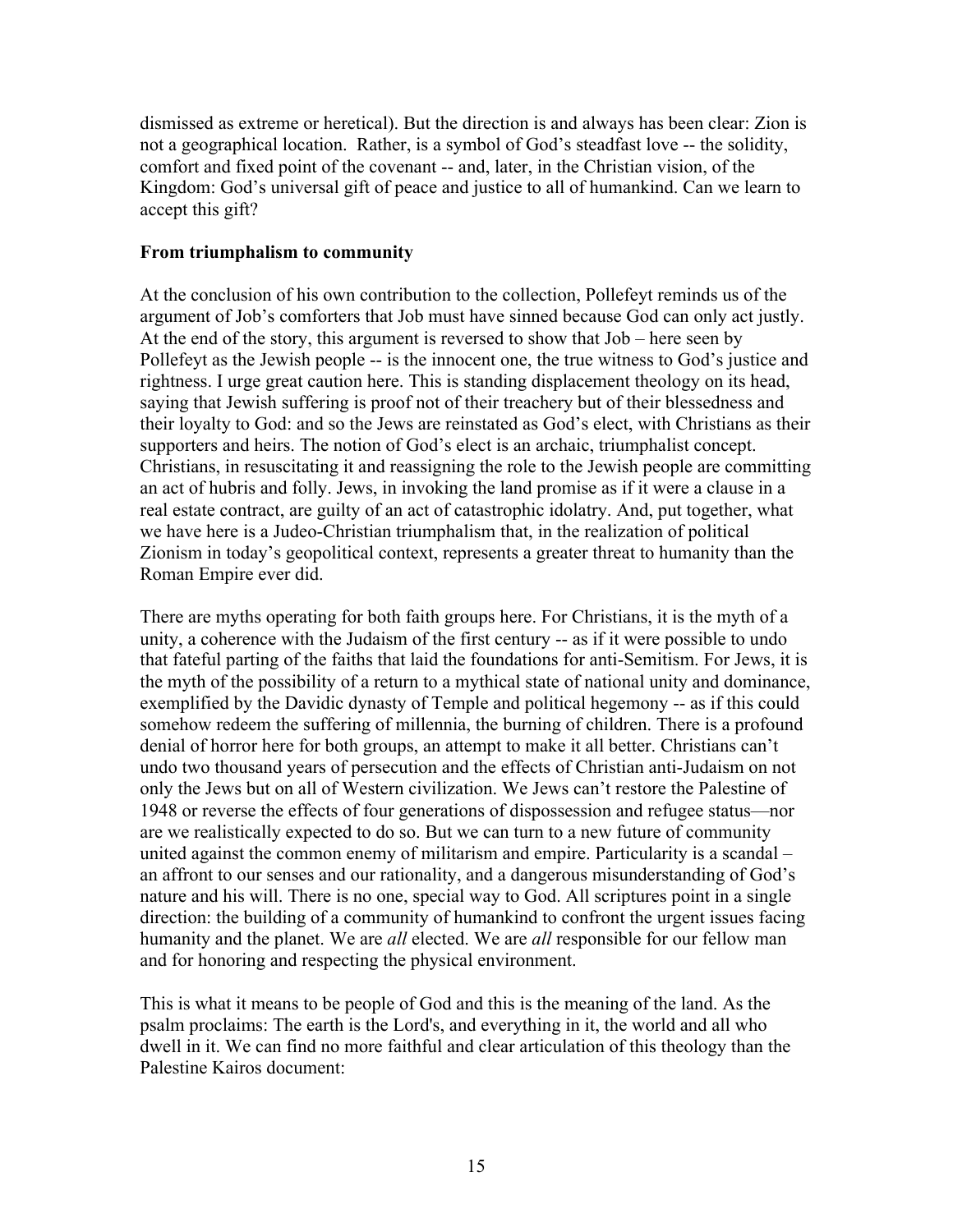dismissed as extreme or heretical). But the direction is and always has been clear: Zion is not a geographical location. Rather, is a symbol of God's steadfast love -- the solidity, comfort and fixed point of the covenant -- and, later, in the Christian vision, of the Kingdom: God's universal gift of peace and justice to all of humankind. Can we learn to accept this gift?

**From triumphalism to community**

At the conclusion of his own contribution to the collection, Pollefeyt reminds us of the argument of Job's comforters that Job must have sinned because God can only act justly. At the end of the story, this argument is reversed to show that Job – here seen by Pollefeyt as the Jewish people -- is the innocent one, the true witness to God's justice and rightness. I urge great caution here. This is standing displacement theology on its head, saying that Jewish suffering is proof not of their treachery but of their blessedness and their loyalty to God: and so the Jews are reinstated as God's elect, with Christians as their supporters and heirs. The notion of God's elect is an archaic, triumphalist concept. Christians, in resuscitating it and reassigning the role to the Jewish people are committing an act of hubris and folly. Jews, in invoking the land promise as if it were a clause in a real estate contract, are guilty of an act of catastrophic idolatry. And, put together, what we have here is a Judeo-Christian triumphalism that, in the realization of political Zionism in today's geopolitical context, represents a greater threat to humanity than the Roman Empire ever did.

There are myths operating for both faith groups here. For Christians, it is the myth of a unity, a coherence with the Judaism of the first century -- as if it were possible to undo that fateful parting of the faiths that laid the foundations for anti-Semitism. For Jews, it is the myth of the possibility of a return to a mythical state of national unity and dominance, exemplified by the Davidic dynasty of Temple and political hegemony -- as if this could somehow redeem the suffering of millennia, the burning of children. There is a profound denial of horror here for both groups, an attempt to make it all better. Christians can't undo two thousand years of persecution and the effects of Christian anti-Judaism on not only the Jews but on all of Western civilization. We Jews can't restore the Palestine of 1948 or reverse the effects of four generations of dispossession and refugee status—nor are we realistically expected to do so. But we can turn to a new future of community united against the common enemy of militarism and empire. Particularity is a scandal – an affront to our senses and our rationality, and a dangerous misunderstanding of God's nature and his will. There is no one, special way to God. All scriptures point in a single direction: the building of a community of humankind to confront the urgent issues facing humanity and the planet. We are *all* elected. We are *all* responsible for our fellow man and for honoring and respecting the physical environment.

This is what it means to be people of God and this is the meaning of the land. As the psalm proclaims: The earth is the Lord's, and everything in it, the world and all who dwell in it. We can find no more faithful and clear articulation of this theology than the Palestine Kairos document: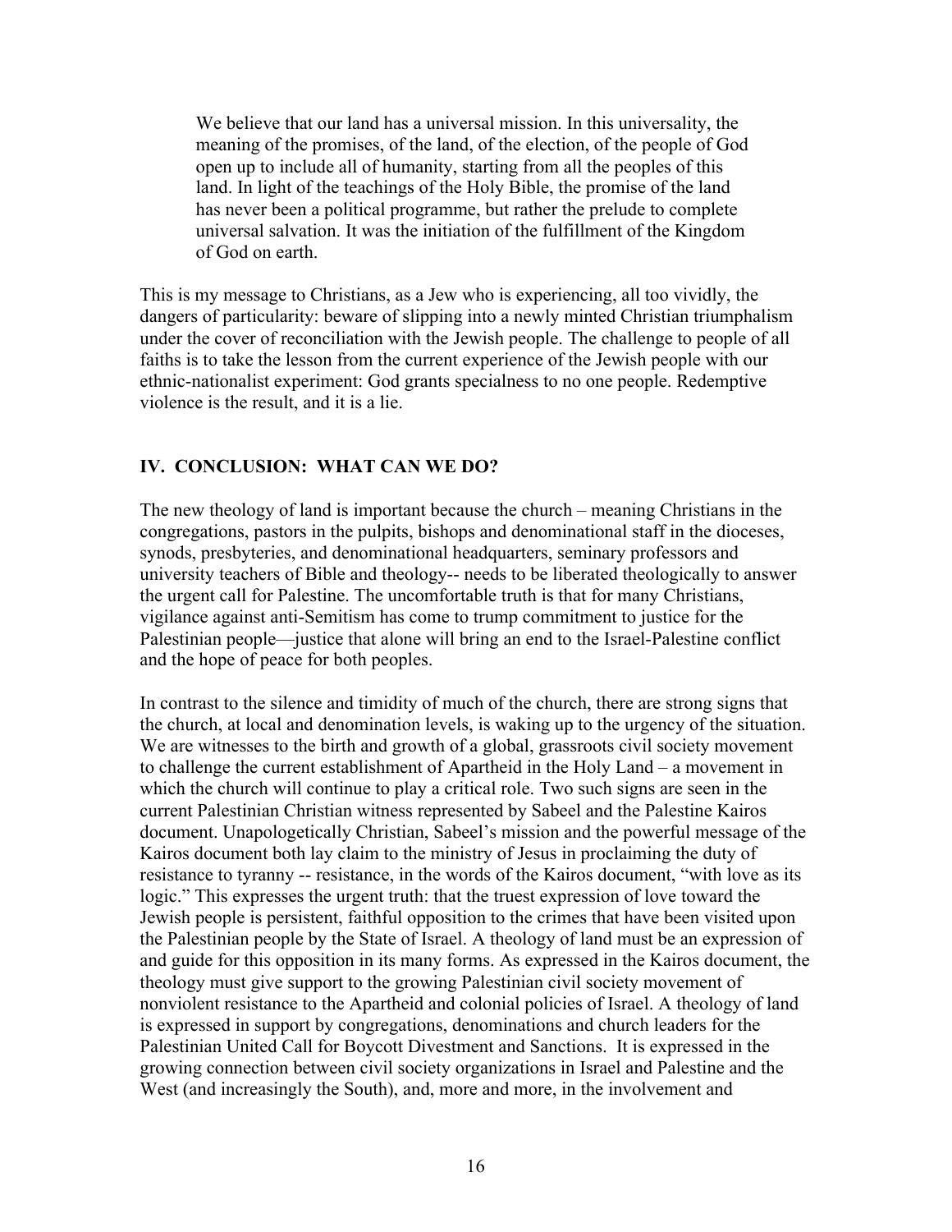> We believe that our land has a universal mission. In this universality, the meaning of the promises, of the land, of the election, of the people of God open up to include all of humanity, starting from all the peoples of this land. In light of the teachings of the Holy Bible, the promise of the land has never been a political programme, but rather the prelude to complete universal salvation. It was the initiation of the fulfillment of the Kingdom of God on earth.

This is my message to Christians, as a Jew who is experiencing, all too vividly, the dangers of particularity: beware of slipping into a newly minted Christian triumphalism under the cover of reconciliation with the Jewish people. The challenge to people of all faiths is to take the lesson from the current experience of the Jewish people with our ethnic-nationalist experiment: God grants specialness to no one people. Redemptive violence is the result, and it is a lie.

## IV. CONCLUSION: WHAT CAN WE DO?

The new theology of land is important because the church – meaning Christians in the congregations, pastors in the pulpits, bishops and denominational staff in the dioceses, synods, presbyteries, and denominational headquarters, seminary professors and university teachers of Bible and theology-- needs to be liberated theologically to answer the urgent call for Palestine. The uncomfortable truth is that for many Christians, vigilance against anti-Semitism has come to trump commitment to justice for the Palestinian people—justice that alone will bring an end to the Israel-Palestine conflict and the hope of peace for both peoples.

In contrast to the silence and timidity of much of the church, there are strong signs that the church, at local and denomination levels, is waking up to the urgency of the situation. We are witnesses to the birth and growth of a global, grassroots civil society movement to challenge the current establishment of Apartheid in the Holy Land – a movement in which the church will continue to play a critical role. Two such signs are seen in the current Palestinian Christian witness represented by Sabeel and the Palestine Kairos document. Unapologetically Christian, Sabeel's mission and the powerful message of the Kairos document both lay claim to the ministry of Jesus in proclaiming the duty of resistance to tyranny -- resistance, in the words of the Kairos document, "with love as its logic." This expresses the urgent truth: that the truest expression of love toward the Jewish people is persistent, faithful opposition to the crimes that have been visited upon the Palestinian people by the State of Israel. A theology of land must be an expression of and guide for this opposition in its many forms. As expressed in the Kairos document, the theology must give support to the growing Palestinian civil society movement of nonviolent resistance to the Apartheid and colonial policies of Israel. A theology of land is expressed in support by congregations, denominations and church leaders for the Palestinian United Call for Boycott Divestment and Sanctions. It is expressed in the growing connection between civil society organizations in Israel and Palestine and the West (and increasingly the South), and, more and more, in the involvement and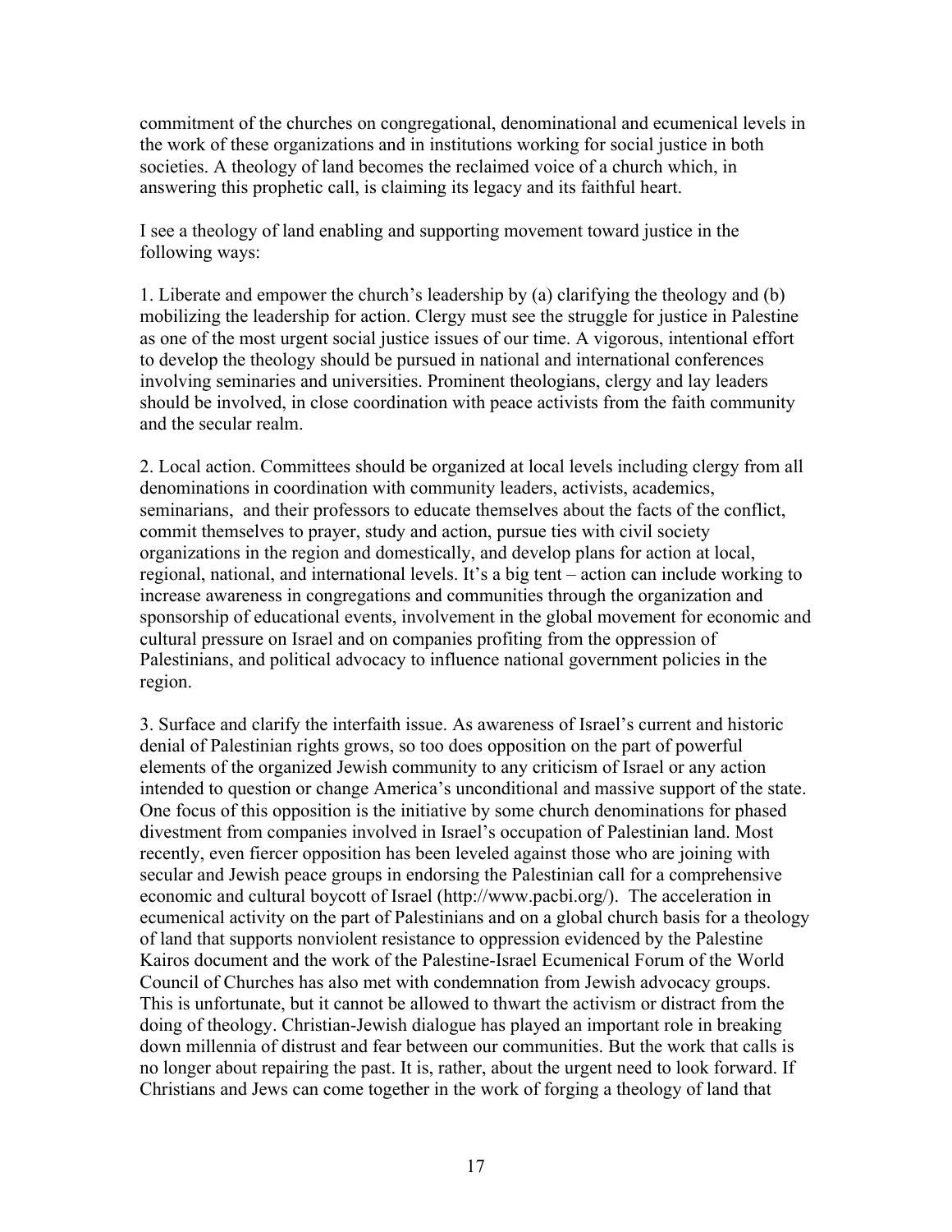commitment of the churches on congregational, denominational and ecumenical levels in the work of these organizations and in institutions working for social justice in both societies. A theology of land becomes the reclaimed voice of a church which, in answering this prophetic call, is claiming its legacy and its faithful heart.

I see a theology of land enabling and supporting movement toward justice in the following ways:

1. Liberate and empower the church's leadership by (a) clarifying the theology and (b) mobilizing the leadership for action. Clergy must see the struggle for justice in Palestine as one of the most urgent social justice issues of our time. A vigorous, intentional effort to develop the theology should be pursued in national and international conferences involving seminaries and universities. Prominent theologians, clergy and lay leaders should be involved, in close coordination with peace activists from the faith community and the secular realm.

2. Local action. Committees should be organized at local levels including clergy from all denominations in coordination with community leaders, activists, academics, seminarians, and their professors to educate themselves about the facts of the conflict, commit themselves to prayer, study and action, pursue ties with civil society organizations in the region and domestically, and develop plans for action at local, regional, national, and international levels. It's a big tent – action can include working to increase awareness in congregations and communities through the organization and sponsorship of educational events, involvement in the global movement for economic and cultural pressure on Israel and on companies profiting from the oppression of Palestinians, and political advocacy to influence national government policies in the region.

3. Surface and clarify the interfaith issue. As awareness of Israel's current and historic denial of Palestinian rights grows, so too does opposition on the part of powerful elements of the organized Jewish community to any criticism of Israel or any action intended to question or change America's unconditional and massive support of the state. One focus of this opposition is the initiative by some church denominations for phased divestment from companies involved in Israel's occupation of Palestinian land. Most recently, even fiercer opposition has been leveled against those who are joining with secular and Jewish peace groups in endorsing the Palestinian call for a comprehensive economic and cultural boycott of Israel (http://www.pacbi.org/). The acceleration in ecumenical activity on the part of Palestinians and on a global church basis for a theology of land that supports nonviolent resistance to oppression evidenced by the Palestine Kairos document and the work of the Palestine-Israel Ecumenical Forum of the World Council of Churches has also met with condemnation from Jewish advocacy groups. This is unfortunate, but it cannot be allowed to thwart the activism or distract from the doing of theology. Christian-Jewish dialogue has played an important role in breaking down millennia of distrust and fear between our communities. But the work that calls is no longer about repairing the past. It is, rather, about the urgent need to look forward. If Christians and Jews can come together in the work of forging a theology of land that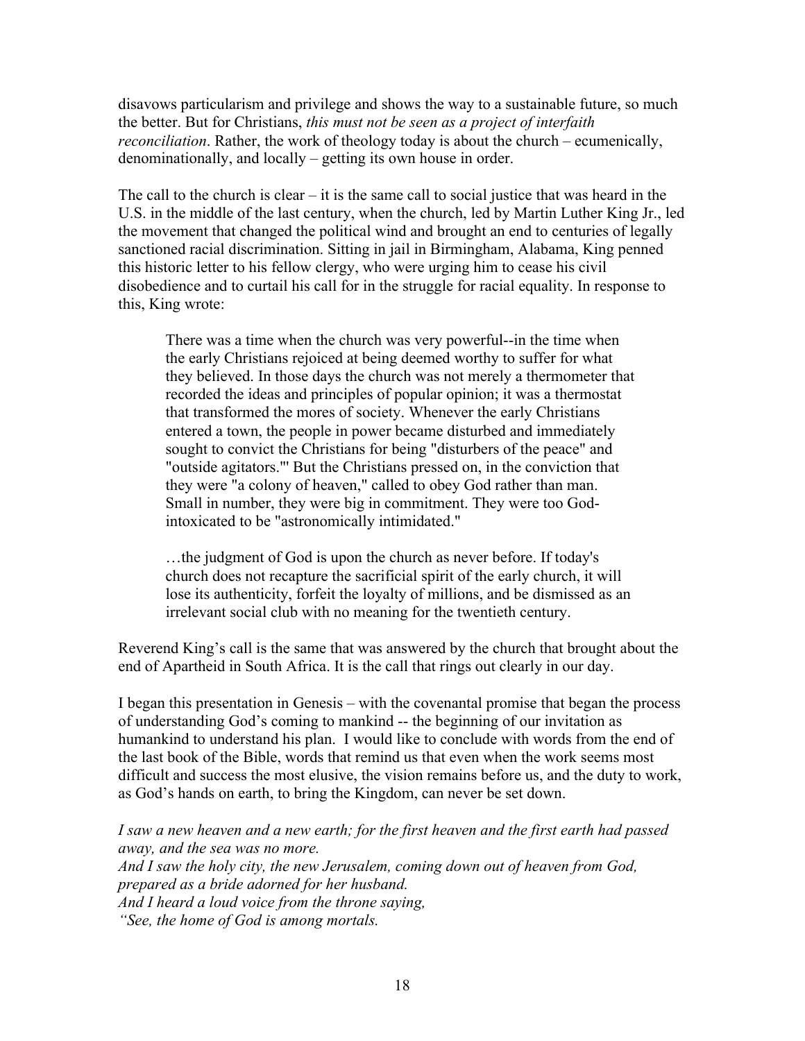disavows particularism and privilege and shows the way to a sustainable future, so much the better. But for Christians, *this must not be seen as a project of interfaith reconciliation*. Rather, the work of theology today is about the church – ecumenically, denominationally, and locally – getting its own house in order.

The call to the church is clear – it is the same call to social justice that was heard in the U.S. in the middle of the last century, when the church, led by Martin Luther King Jr., led the movement that changed the political wind and brought an end to centuries of legally sanctioned racial discrimination. Sitting in jail in Birmingham, Alabama, King penned this historic letter to his fellow clergy, who were urging him to cease his civil disobedience and to curtail his call for in the struggle for racial equality. In response to this, King wrote:

> There was a time when the church was very powerful--in the time when the early Christians rejoiced at being deemed worthy to suffer for what they believed. In those days the church was not merely a thermometer that recorded the ideas and principles of popular opinion; it was a thermostat that transformed the mores of society. Whenever the early Christians entered a town, the people in power became disturbed and immediately sought to convict the Christians for being "disturbers of the peace" and "outside agitators."' But the Christians pressed on, in the conviction that they were "a colony of heaven," called to obey God rather than man. Small in number, they were big in commitment. They were too God-intoxicated to be "astronomically intimidated."
>
> …the judgment of God is upon the church as never before. If today's church does not recapture the sacrificial spirit of the early church, it will lose its authenticity, forfeit the loyalty of millions, and be dismissed as an irrelevant social club with no meaning for the twentieth century.

Reverend King's call is the same that was answered by the church that brought about the end of Apartheid in South Africa. It is the call that rings out clearly in our day.

I began this presentation in Genesis – with the covenantal promise that began the process of understanding God's coming to mankind -- the beginning of our invitation as humankind to understand his plan. I would like to conclude with words from the end of the last book of the Bible, words that remind us that even when the work seems most difficult and success the most elusive, the vision remains before us, and the duty to work, as God's hands on earth, to bring the Kingdom, can never be set down.

*I saw a new heaven and a new earth; for the first heaven and the first earth had passed away, and the sea was no more.*
*And I saw the holy city, the new Jerusalem, coming down out of heaven from God, prepared as a bride adorned for her husband.*
*And I heard a loud voice from the throne saying,*
*"See, the home of God is among mortals.*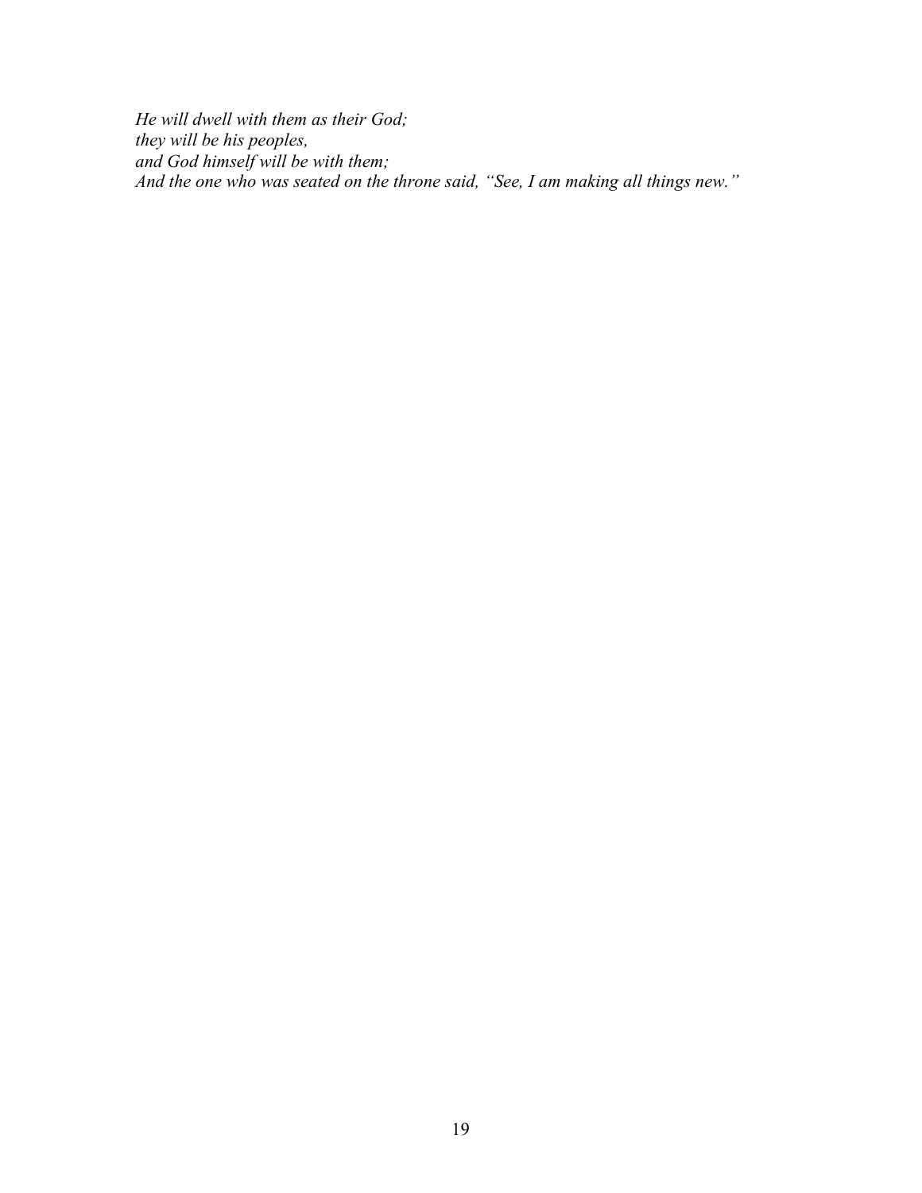*He will dwell with them as their God;*
*they will be his peoples,*
*and God himself will be with them;*
*And the one who was seated on the throne said, "See, I am making all things new."*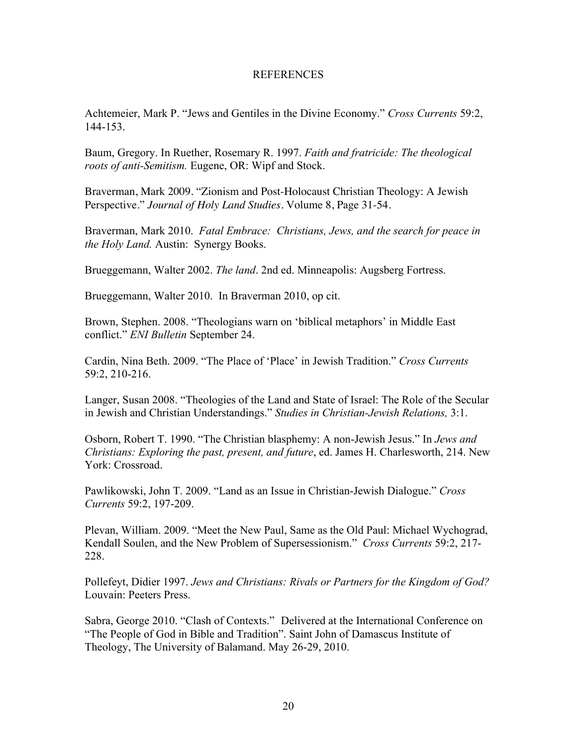# REFERENCES

Achtemeier, Mark P. "Jews and Gentiles in the Divine Economy." *Cross Currents* 59:2, 144-153.

Baum, Gregory. In Ruether, Rosemary R. 1997. *Faith and fratricide: The theological roots of anti-Semitism.* Eugene, OR: Wipf and Stock.

Braverman, Mark 2009. "Zionism and Post-Holocaust Christian Theology: A Jewish Perspective." *Journal of Holy Land Studies*. Volume 8, Page 31-54.

Braverman, Mark 2010. *Fatal Embrace: Christians, Jews, and the search for peace in the Holy Land.* Austin: Synergy Books.

Brueggemann, Walter 2002. *The land*. 2nd ed. Minneapolis: Augsberg Fortress.

Brueggemann, Walter 2010. In Braverman 2010, op cit.

Brown, Stephen. 2008. "Theologians warn on 'biblical metaphors' in Middle East conflict." *ENI Bulletin* September 24.

Cardin, Nina Beth. 2009. "The Place of 'Place' in Jewish Tradition." *Cross Currents* 59:2, 210-216.

Langer, Susan 2008. "Theologies of the Land and State of Israel: The Role of the Secular in Jewish and Christian Understandings." *Studies in Christian-Jewish Relations,* 3:1.

Osborn, Robert T. 1990. "The Christian blasphemy: A non-Jewish Jesus." In *Jews and Christians: Exploring the past, present, and future*, ed. James H. Charlesworth, 214. New York: Crossroad.

Pawlikowski, John T. 2009. "Land as an Issue in Christian-Jewish Dialogue." *Cross Currents* 59:2, 197-209.

Plevan, William. 2009. "Meet the New Paul, Same as the Old Paul: Michael Wychograd, Kendall Soulen, and the New Problem of Supersessionism." *Cross Currents* 59:2, 217-228.

Pollefeyt, Didier 1997. *Jews and Christians: Rivals or Partners for the Kingdom of God?* Louvain: Peeters Press.

Sabra, George 2010. "Clash of Contexts." Delivered at the International Conference on "The People of God in Bible and Tradition". Saint John of Damascus Institute of Theology, The University of Balamand. May 26-29, 2010.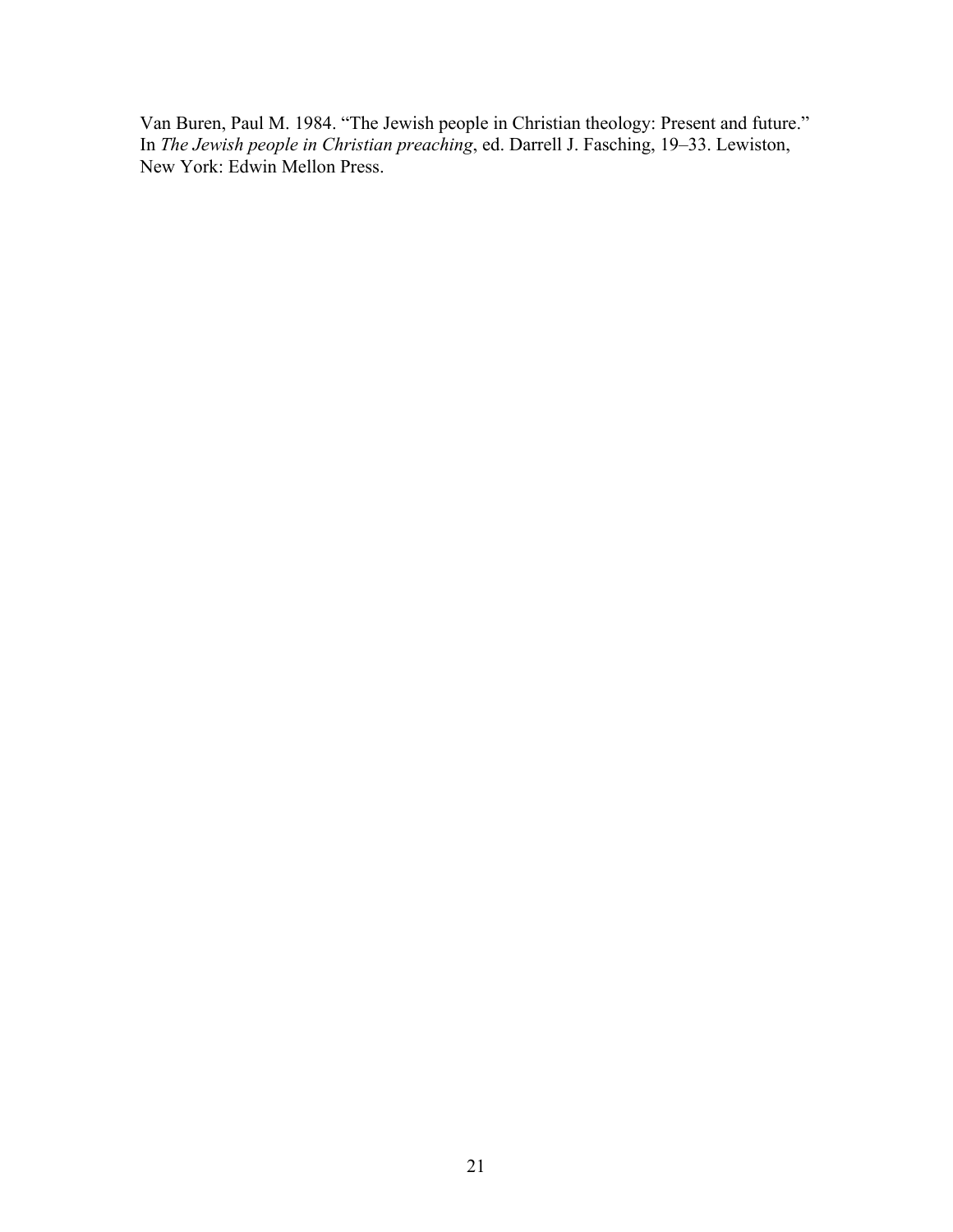Van Buren, Paul M. 1984. "The Jewish people in Christian theology: Present and future." In *The Jewish people in Christian preaching*, ed. Darrell J. Fasching, 19–33. Lewiston, New York: Edwin Mellon Press.